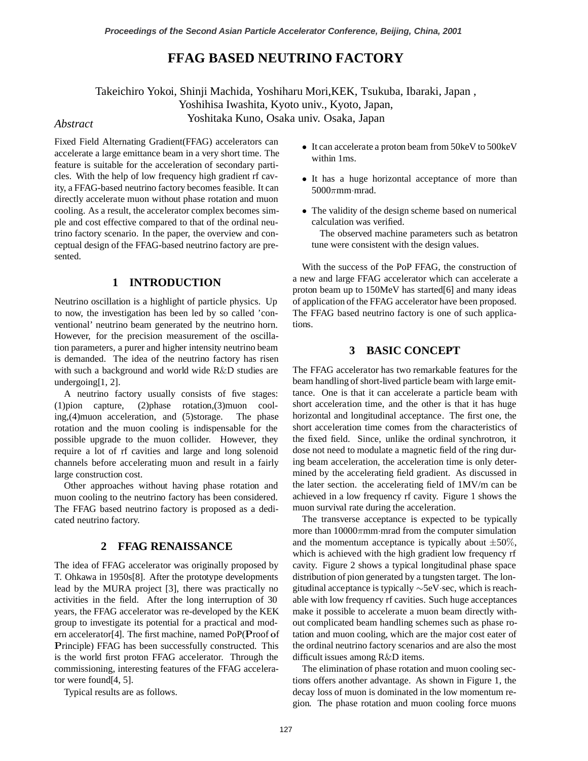# FFAG BASED NEUTRINO FACTORY

Takeichiro Yokoi, Shinji Machida, Yoshiharu Mori,KEK, Tsukuba, Ibaraki, Japan ,
Yoshihisa Iwashita, Kyoto univ., Kyoto, Japan,
Yoshitaka Kuno, Osaka univ. Osaka, Japan

*Abstract*

Fixed Field Alternating Gradient(FFAG) accelerators can accelerate a large emittance beam in a very short time. The feature is suitable for the acceleration of secondary particles. With the help of low frequency high gradient rf cavity, a FFAG-based neutrino factory becomes feasible. It can directly accelerate muon without phase rotation and muon cooling. As a result, the accelerator complex becomes simple and cost effective compared to that of the ordinal neutrino factory scenario. In the paper, the overview and conceptual design of the FFAG-based neutrino factory are presented.

## 1 INTRODUCTION

Neutrino oscillation is a highlight of particle physics. Up to now, the investigation has been led by so called 'conventional' neutrino beam generated by the neutrino horn. However, for the precision measurement of the oscillation parameters, a purer and higher intensity neutrino beam is demanded. The idea of the neutrino factory has risen with such a background and world wide R&D studies are undergoing[1, 2].

A neutrino factory usually consists of five stages: (1)pion capture, (2)phase rotation,(3)muon cooling,(4)muon acceleration, and (5)storage. The phase rotation and the muon cooling is indispensable for the possible upgrade to the muon collider. However, they require a lot of rf cavities and large and long solenoid channels before accelerating muon and result in a fairly large construction cost.

Other approaches without having phase rotation and muon cooling to the neutrino factory has been considered. The FFAG based neutrino factory is proposed as a dedicated neutrino factory.

## 2 FFAG RENAISSANCE

The idea of FFAG accelerator was originally proposed by T. Ohkawa in 1950s[8]. After the prototype developments lead by the MURA project [3], there was practically no activities in the field. After the long interruption of 30 years, the FFAG accelerator was re-developed by the KEK group to investigate its potential for a practical and modern accelerator[4]. The first machine, named PoP(**P**roof **o**f **P**rinciple) FFAG has been successfully constructed. This is the world first proton FFAG accelerator. Through the commissioning, interesting features of the FFAG accelerator were found[4, 5].

Typical results are as follows.

- It can accelerate a proton beam from 50keV to 500keV within 1ms.
- It has a huge horizontal acceptance of more than $5000\pi$mm·mrad.
- The validity of the design scheme based on numerical calculation was verified.

  The observed machine parameters such as betatron tune were consistent with the design values.

With the success of the PoP FFAG, the construction of a new and large FFAG accelerator which can accelerate a proton beam up to 150MeV has started[6] and many ideas of application of the FFAG accelerator have been proposed. The FFAG based neutrino factory is one of such applications.

## 3 BASIC CONCEPT

The FFAG accelerator has two remarkable features for the beam handling of short-lived particle beam with large emittance. One is that it can accelerate a particle beam with short acceleration time, and the other is that it has huge horizontal and longitudinal acceptance. The first one, the short acceleration time comes from the characteristics of the fixed field. Since, unlike the ordinal synchrotron, it dose not need to modulate a magnetic field of the ring during beam acceleration, the acceleration time is only determined by the accelerating field gradient. As discussed in the later section. the accelerating field of 1MV/m can be achieved in a low frequency rf cavity. Figure 1 shows the muon survival rate during the acceleration.

The transverse acceptance is expected to be typically more than $10000\pi$mm·mrad from the computer simulation and the momentum acceptance is typically about $\pm 50\%$, which is achieved with the high gradient low frequency rf cavity. Figure 2 shows a typical longitudinal phase space distribution of pion generated by a tungsten target. The longitudinal acceptance is typically $\sim$5eV·sec, which is reachable with low frequency rf cavities. Such huge acceptances make it possible to accelerate a muon beam directly without complicated beam handling schemes such as phase rotation and muon cooling, which are the major cost eater of the ordinal neutrino factory scenarios and are also the most difficult issues among R&D items.

The elimination of phase rotation and muon cooling sections offers another advantage. As shown in Figure 1, the decay loss of muon is dominated in the low momentum region. The phase rotation and muon cooling force muons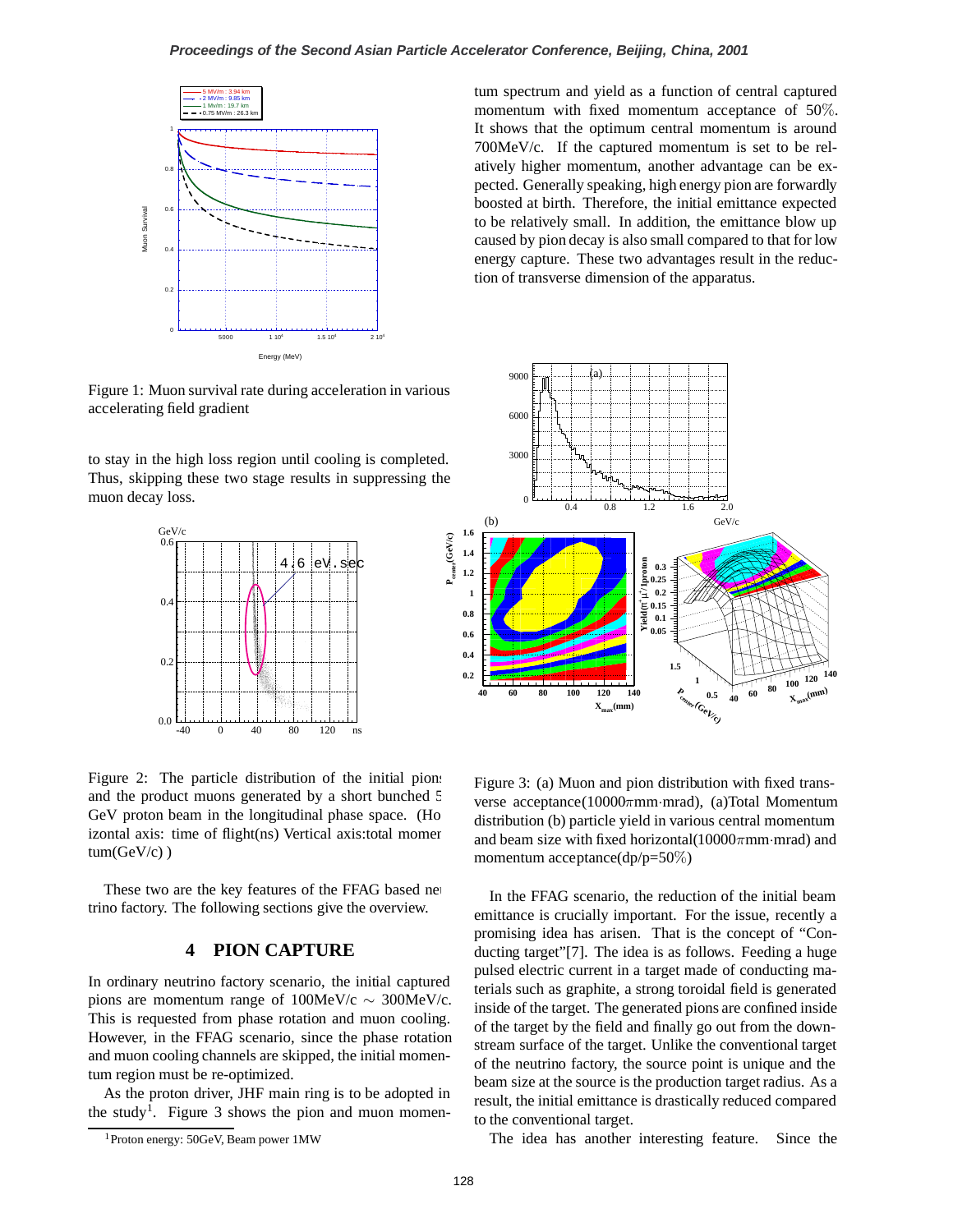Figure 1: Muon survival rate during acceleration in various accelerating field gradient

to stay in the high loss region until cooling is completed. Thus, skipping these two stage results in suppressing the muon decay loss.

Figure 2: The particle distribution of the initial pions and the product muons generated by a short bunched 5 GeV proton beam in the longitudinal phase space. (Horizontal axis: time of flight(ns) Vertical axis:total momentum(GeV/c) )

These two are the key features of the FFAG based neutrino factory. The following sections give the overview.

## 4 PION CAPTURE

In ordinary neutrino factory scenario, the initial captured pions are momentum range of 100MeV/c $\sim$ 300MeV/c. This is requested from phase rotation and muon cooling. However, in the FFAG scenario, since the phase rotation and muon cooling channels are skipped, the initial momentum region must be re-optimized.

As the proton driver, JHF main ring is to be adopted in the study[1]. Figure 3 shows the pion and muon momentum spectrum and yield as a function of central captured momentum with fixed momentum acceptance of 50%. It shows that the optimum central momentum is around 700MeV/c. If the captured momentum is set to be relatively higher momentum, another advantage can be expected. Generally speaking, high energy pion are forwardly boosted at birth. Therefore, the initial emittance expected to be relatively small. In addition, the emittance blow up caused by pion decay is also small compared to that for low energy capture. These two advantages result in the reduction of transverse dimension of the apparatus.

Figure 3: (a) Muon and pion distribution with fixed transverse acceptance(10000$\pi$mm·mrad), (a)Total Momentum distribution (b) particle yield in various central momentum and beam size with fixed horizontal(10000$\pi$mm·mrad) and momentum acceptance(dp/p=50%)

In the FFAG scenario, the reduction of the initial beam emittance is crucially important. For the issue, recently a promising idea has arisen. That is the concept of "Conducting target"[7]. The idea is as follows. Feeding a huge pulsed electric current in a target made of conducting materials such as graphite, a strong toroidal field is generated inside of the target. The generated pions are confined inside of the target by the field and finally go out from the downstream surface of the target. Unlike the conventional target of the neutrino factory, the source point is unique and the beam size at the source is the production target radius. As a result, the initial emittance is drastically reduced compared to the conventional target.

The idea has another interesting feature. Since the

[1] Proton energy: 50GeV, Beam power 1MW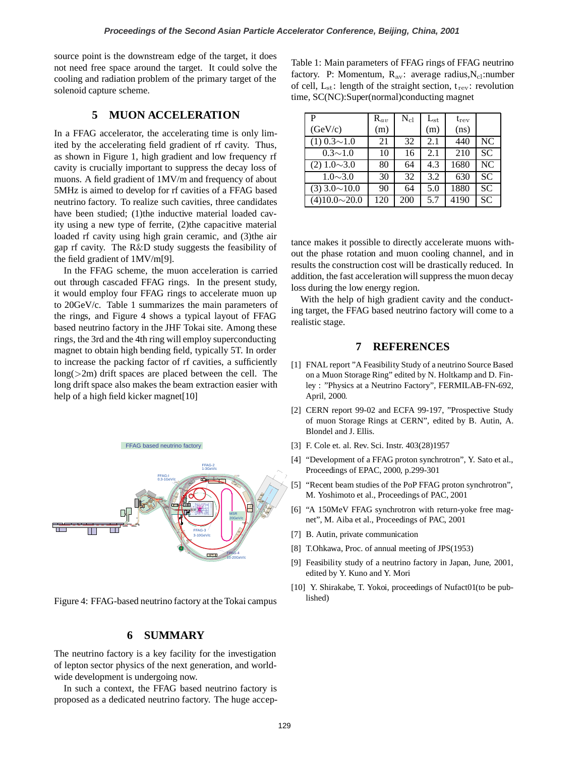source point is the downstream edge of the target, it does not need free space around the target. It could solve the cooling and radiation problem of the primary target of the solenoid capture scheme.

## 5 MUON ACCELERATION

In a FFAG accelerator, the accelerating time is only limited by the accelerating field gradient of rf cavity. Thus, as shown in Figure 1, high gradient and low frequency rf cavity is crucially important to suppress the decay loss of muons. A field gradient of 1MV/m and frequency of about 5MHz is aimed to develop for rf cavities of a FFAG based neutrino factory. To realize such cavities, three candidates have been studied; (1)the inductive material loaded cavity using a new type of ferrite, (2)the capacitive material loaded rf cavity using high grain ceramic, and (3)the air gap rf cavity. The R&D study suggests the feasibility of the field gradient of 1MV/m[9].

In the FFAG scheme, the muon acceleration is carried out through cascaded FFAG rings. In the present study, it would employ four FFAG rings to accelerate muon up to 20GeV/c. Table 1 summarizes the main parameters of the rings, and Figure 4 shows a typical layout of FFAG based neutrino factory in the JHF Tokai site. Among these rings, the 3rd and the 4th ring will employ superconducting magnet to obtain high bending field, typically 5T. In order to increase the packing factor of rf cavities, a sufficiently long(>2m) drift spaces are placed between the cell. The long drift space also makes the beam extraction easier with help of a high field kicker magnet[10]

FFAG based neutrino factory

FFAG-I
0.3-1GeV/c

FFAG-2
1-3GeV/c

MSR
20GeV/c

FFAG-3
3-10GeV/c

FFAG-4
10-20GeV/c

Figure 4: FFAG-based neutrino factory at the Tokai campus

## 6 SUMMARY

The neutrino factory is a key facility for the investigation of lepton sector physics of the next generation, and worldwide development is undergoing now.

In such a context, the FFAG based neutrino factory is proposed as a dedicated neutrino factory. The huge acceptance makes it possible to directly accelerate muons without the phase rotation and muon cooling channel, and in results the construction cost will be drastically reduced. In addition, the fast acceleration will suppress the muon decay loss during the low energy region.

With the help of high gradient cavity and the conducting target, the FFAG based neutrino factory will come to a realistic stage.

Table 1: Main parameters of FFAG rings of FFAG neutrino factory. P: Momentum, $R_{av}$: average radius, $N_{cl}$: number of cell, $L_{st}$: length of the straight section, $t_{rev}$: revolution time, SC(NC):Super(normal)conducting magnet

| P (GeV/c) | $R_{av}$ (m) | $N_{cl}$ | $L_{st}$ (m) | $t_{rev}$ (ns) | |
|---|---|---|---|---|---|
| (1) 0.3∼1.0 | 21 | 32 | 2.1 | 440 | NC |
| 0.3∼1.0 | 10 | 16 | 2.1 | 210 | SC |
| (2) 1.0∼3.0 | 80 | 64 | 4.3 | 1680 | NC |
| 1.0∼3.0 | 30 | 32 | 3.2 | 630 | SC |
| (3) 3.0∼10.0 | 90 | 64 | 5.0 | 1880 | SC |
| (4)10.0∼20.0 | 120 | 200 | 5.7 | 4190 | SC |

## 7 REFERENCES

[1] FNAL report "A Feasibility Study of a neutrino Source Based on a Muon Storage Ring" edited by N. Holtkamp and D. Finley : "Physics at a Neutrino Factory", FERMILAB-FN-692, April, 2000.

[2] CERN report 99-02 and ECFA 99-197, "Prospective Study of muon Storage Rings at CERN", edited by B. Autin, A. Blondel and J. Ellis.

[3] F. Cole et. al. Rev. Sci. Instr. 403(28)1957

[4] "Development of a FFAG proton synchrotron", Y. Sato et al., Proceedings of EPAC, 2000, p.299-301

[5] "Recent beam studies of the PoP FFAG proton synchrotron", M. Yoshimoto et al., Proceedings of PAC, 2001

[6] "A 150MeV FFAG synchrotron with return-yoke free magnet", M. Aiba et al., Proceedings of PAC, 2001

[7] B. Autin, private communication

[8] T.Ohkawa, Proc. of annual meeting of JPS(1953)

[9] Feasibility study of a neutrino factory in Japan, June, 2001, edited by Y. Kuno and Y. Mori

[10] Y. Shirakabe, T. Yokoi, proceedings of Nufact01(to be published)